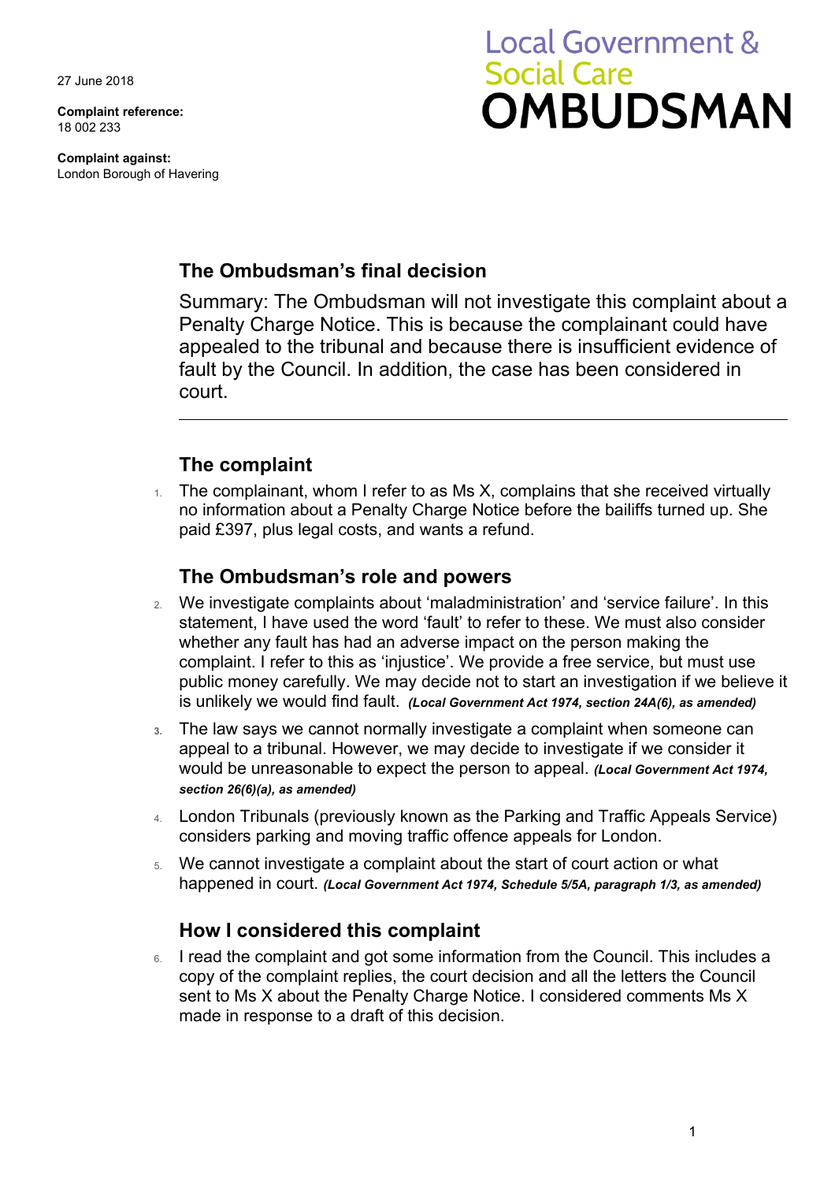27 June 2018

**Complaint reference:**
18 002 233

**Complaint against:**
London Borough of Havering

Local Government & Social Care
**OMBUDSMAN**

## The Ombudsman's final decision

Summary: The Ombudsman will not investigate this complaint about a Penalty Charge Notice. This is because the complainant could have appealed to the tribunal and because there is insufficient evidence of fault by the Council. In addition, the case has been considered in court.

---

## The complaint

1. The complainant, whom I refer to as Ms X, complains that she received virtually no information about a Penalty Charge Notice before the bailiffs turned up. She paid £397, plus legal costs, and wants a refund.

## The Ombudsman's role and powers

2. We investigate complaints about 'maladministration' and 'service failure'. In this statement, I have used the word 'fault' to refer to these. We must also consider whether any fault has had an adverse impact on the person making the complaint. I refer to this as 'injustice'. We provide a free service, but must use public money carefully. We may decide not to start an investigation if we believe it is unlikely we would find fault. ***(Local Government Act 1974, section 24A(6), as amended)***

3. The law says we cannot normally investigate a complaint when someone can appeal to a tribunal. However, we may decide to investigate if we consider it would be unreasonable to expect the person to appeal. ***(Local Government Act 1974, section 26(6)(a), as amended)***

4. London Tribunals (previously known as the Parking and Traffic Appeals Service) considers parking and moving traffic offence appeals for London.

5. We cannot investigate a complaint about the start of court action or what happened in court. ***(Local Government Act 1974, Schedule 5/5A, paragraph 1/3, as amended)***

## How I considered this complaint

6. I read the complaint and got some information from the Council. This includes a copy of the complaint replies, the court decision and all the letters the Council sent to Ms X about the Penalty Charge Notice. I considered comments Ms X made in response to a draft of this decision.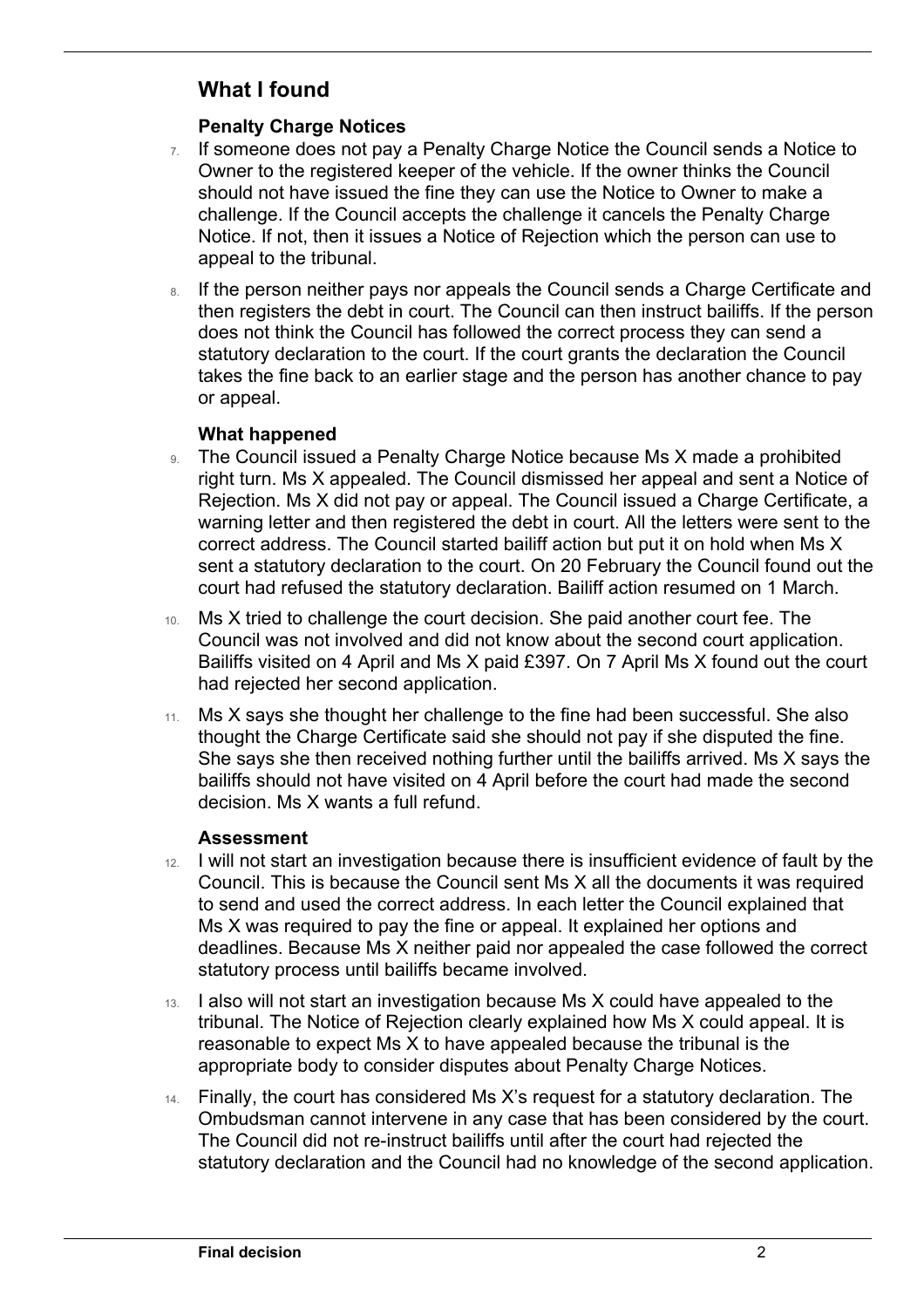## What I found

### Penalty Charge Notices

7. If someone does not pay a Penalty Charge Notice the Council sends a Notice to Owner to the registered keeper of the vehicle. If the owner thinks the Council should not have issued the fine they can use the Notice to Owner to make a challenge. If the Council accepts the challenge it cancels the Penalty Charge Notice. If not, then it issues a Notice of Rejection which the person can use to appeal to the tribunal.

8. If the person neither pays nor appeals the Council sends a Charge Certificate and then registers the debt in court. The Council can then instruct bailiffs. If the person does not think the Council has followed the correct process they can send a statutory declaration to the court. If the court grants the declaration the Council takes the fine back to an earlier stage and the person has another chance to pay or appeal.

### What happened

9. The Council issued a Penalty Charge Notice because Ms X made a prohibited right turn. Ms X appealed. The Council dismissed her appeal and sent a Notice of Rejection. Ms X did not pay or appeal. The Council issued a Charge Certificate, a warning letter and then registered the debt in court. All the letters were sent to the correct address. The Council started bailiff action but put it on hold when Ms X sent a statutory declaration to the court. On 20 February the Council found out the court had refused the statutory declaration. Bailiff action resumed on 1 March.

10. Ms X tried to challenge the court decision. She paid another court fee. The Council was not involved and did not know about the second court application. Bailiffs visited on 4 April and Ms X paid £397. On 7 April Ms X found out the court had rejected her second application.

11. Ms X says she thought her challenge to the fine had been successful. She also thought the Charge Certificate said she should not pay if she disputed the fine. She says she then received nothing further until the bailiffs arrived. Ms X says the bailiffs should not have visited on 4 April before the court had made the second decision. Ms X wants a full refund.

### Assessment

12. I will not start an investigation because there is insufficient evidence of fault by the Council. This is because the Council sent Ms X all the documents it was required to send and used the correct address. In each letter the Council explained that Ms X was required to pay the fine or appeal. It explained her options and deadlines. Because Ms X neither paid nor appealed the case followed the correct statutory process until bailiffs became involved.

13. I also will not start an investigation because Ms X could have appealed to the tribunal. The Notice of Rejection clearly explained how Ms X could appeal. It is reasonable to expect Ms X to have appealed because the tribunal is the appropriate body to consider disputes about Penalty Charge Notices.

14. Finally, the court has considered Ms X's request for a statutory declaration. The Ombudsman cannot intervene in any case that has been considered by the court. The Council did not re-instruct bailiffs until after the court had rejected the statutory declaration and the Council had no knowledge of the second application.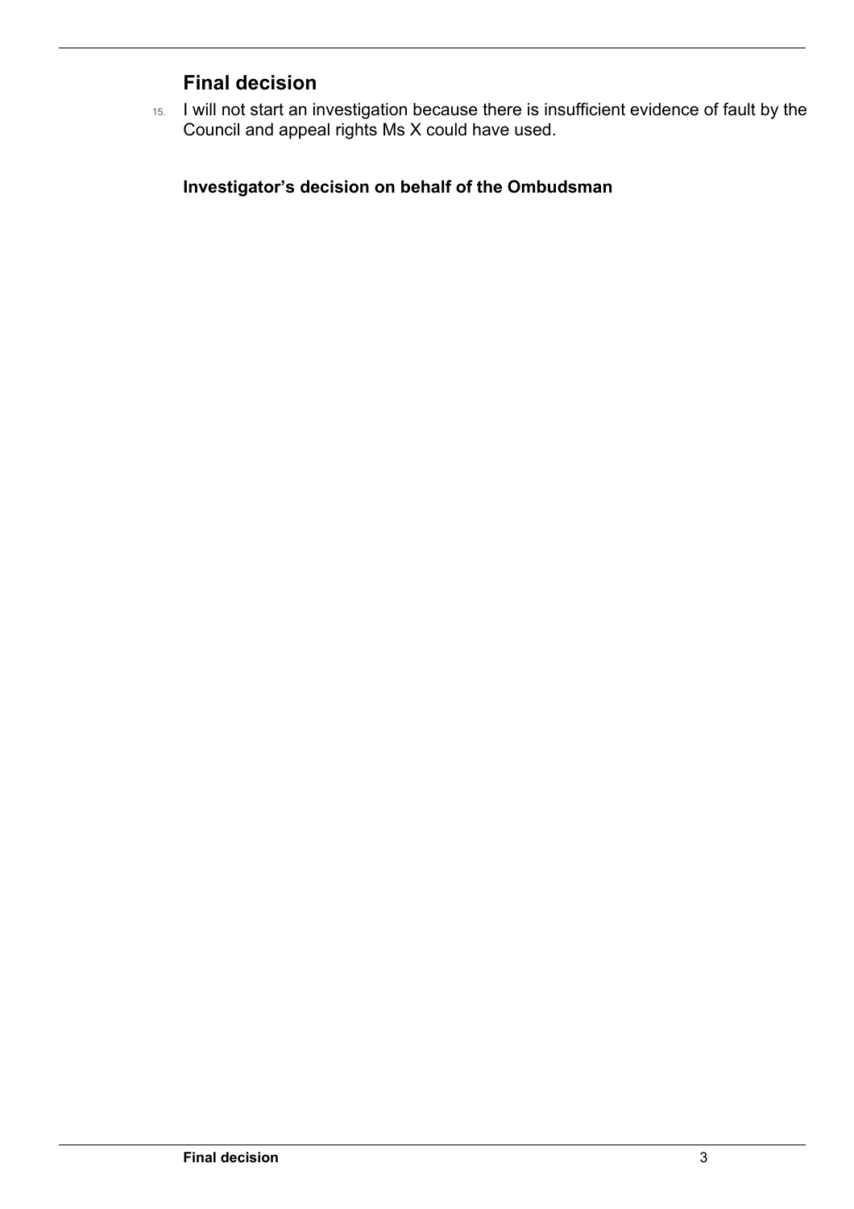## Final decision

15. I will not start an investigation because there is insufficient evidence of fault by the Council and appeal rights Ms X could have used.

**Investigator's decision on behalf of the Ombudsman**